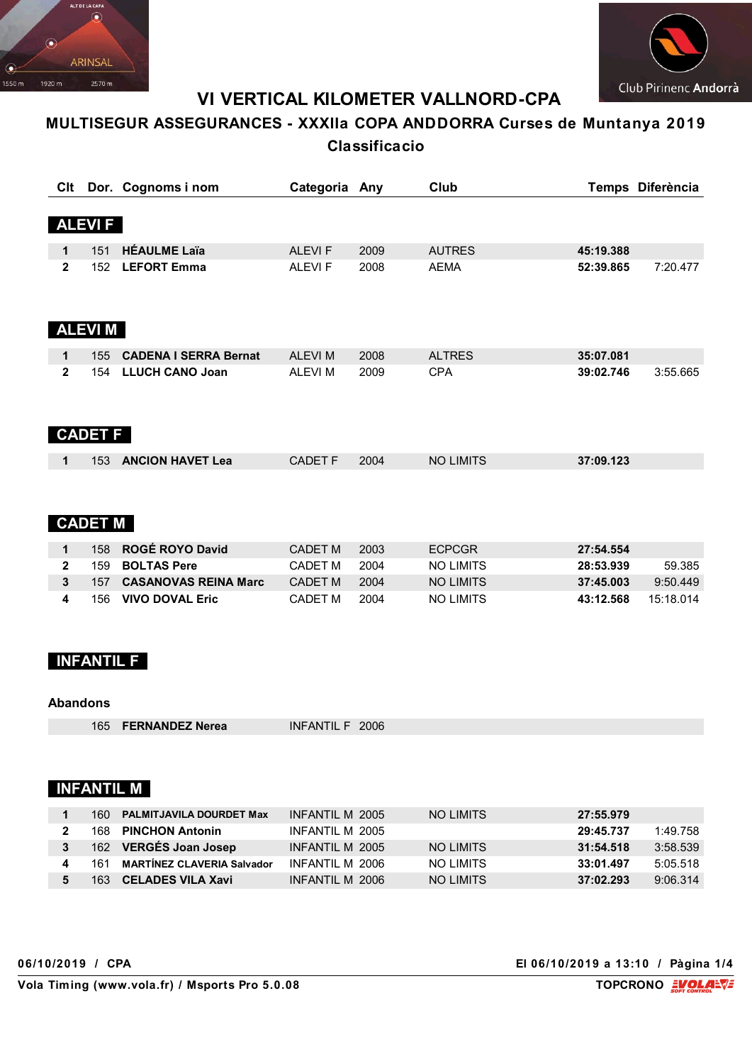# VI VERTICAL KILOMETER VALLNORD-CPA

## MULTISEGUR ASSEGURANCES - XXXIIa COPA ANDDORRA Curses de Muntanya 2019

### Classificacio

| Clt | Dor. | Cognoms i nom | Categoria | Any | Club | Temps | Diferència |
|---|---|---|---|---|---|---|---|
| **ALEVI F** | | | | | | | |
| **1** | 151 | **HÉAULME Laïa** | ALEVI F | 2009 | AUTRES | **45:19.388** | |
| **2** | 152 | **LEFORT Emma** | ALEVI F | 2008 | AEMA | **52:39.865** | 7:20.477 |
| **ALEVI M** | | | | | | | |
| **1** | 155 | **CADENA I SERRA Bernat** | ALEVI M | 2008 | ALTRES | **35:07.081** | |
| **2** | 154 | **LLUCH CANO Joan** | ALEVI M | 2009 | CPA | **39:02.746** | 3:55.665 |
| **CADET F** | | | | | | | |
| **1** | 153 | **ANCION HAVET Lea** | CADET F | 2004 | NO LIMITS | **37:09.123** | |
| **CADET M** | | | | | | | |
| **1** | 158 | **ROGÉ ROYO David** | CADET M | 2003 | ECPCGR | **27:54.554** | |
| **2** | 159 | **BOLTAS Pere** | CADET M | 2004 | NO LIMITS | **28:53.939** | 59.385 |
| **3** | 157 | **CASANOVAS REINA Marc** | CADET M | 2004 | NO LIMITS | **37:45.003** | 9:50.449 |
| **4** | 156 | **VIVO DOVAL Eric** | CADET M | 2004 | NO LIMITS | **43:12.568** | 15:18.014 |
| **INFANTIL F** | | | | | | | |
| **Abandons** | | | | | | | |
| | 165 | **FERNANDEZ Nerea** | INFANTIL F | 2006 | | | |
| **INFANTIL M** | | | | | | | |
| **1** | 160 | **PALMITJAVILA DOURDET Max** | INFANTIL M | 2005 | NO LIMITS | **27:55.979** | |
| **2** | 168 | **PINCHON Antonin** | INFANTIL M | 2005 | | **29:45.737** | 1:49.758 |
| **3** | 162 | **VERGÉS Joan Josep** | INFANTIL M | 2005 | NO LIMITS | **31:54.518** | 3:58.539 |
| **4** | 161 | **MARTÍNEZ CLAVERIA Salvador** | INFANTIL M | 2006 | NO LIMITS | **33:01.497** | 5:05.518 |
| **5** | 163 | **CELADES VILA Xavi** | INFANTIL M | 2006 | NO LIMITS | **37:02.293** | 9:06.314 |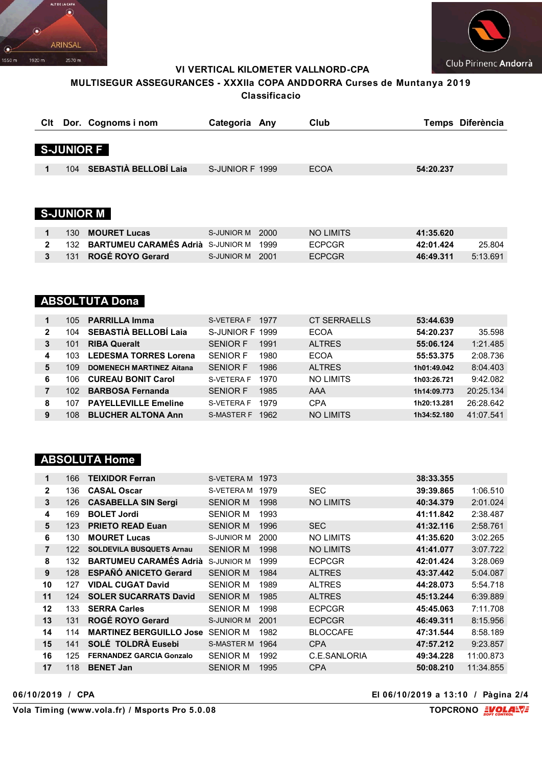# VI VERTICAL KILOMETER VALLNORD-CPA

## MULTISEGUR ASSEGURANCES - XXXIIa COPA ANDDORRA Curses de Muntanya 2019

### Classificacio

## S-JUNIOR F

| Clt | Dor. | Cognoms i nom | Categoria | Any | Club | Temps | Diferència |
|---|---|---|---|---|---|---|---|
| 1 | 104 | **SEBASTIÀ BELLOBÍ Laia** | S-JUNIOR F | 1999 | ECOA | **54:20.237** | |

## S-JUNIOR M

| Clt | Dor. | Cognoms i nom | Categoria | Any | Club | Temps | Diferència |
|---|---|---|---|---|---|---|---|
| 1 | 130 | **MOURET Lucas** | S-JUNIOR M | 2000 | NO LIMITS | **41:35.620** | |
| 2 | 132 | **BARTUMEU CARAMÉS Adrià** | S-JUNIOR M | 1999 | ECPCGR | **42:01.424** | 25.804 |
| 3 | 131 | **ROGÉ ROYO Gerard** | S-JUNIOR M | 2001 | ECPCGR | **46:49.311** | 5:13.691 |

## ABSOLTUTA Dona

| Clt | Dor. | Cognoms i nom | Categoria | Any | Club | Temps | Diferència |
|---|---|---|---|---|---|---|---|
| 1 | 105 | **PARRILLA Imma** | S-VETERA F | 1977 | CT SERRAELLS | **53:44.639** | |
| 2 | 104 | **SEBASTIÀ BELLOBÍ Laia** | S-JUNIOR F | 1999 | ECOA | **54:20.237** | 35.598 |
| 3 | 101 | **RIBA Queralt** | SENIOR F | 1991 | ALTRES | **55:06.124** | 1:21.485 |
| 4 | 103 | **LEDESMA TORRES Lorena** | SENIOR F | 1980 | ECOA | **55:53.375** | 2:08.736 |
| 5 | 109 | **DOMENECH MARTINEZ Aitana** | SENIOR F | 1986 | ALTRES | **1h01:49.042** | 8:04.403 |
| 6 | 106 | **CUREAU BONIT Carol** | S-VETERA F | 1970 | NO LIMITS | **1h03:26.721** | 9:42.082 |
| 7 | 102 | **BARBOSA Fernanda** | SENIOR F | 1985 | AAA | **1h14:09.773** | 20:25.134 |
| 8 | 107 | **PAYELLEVILLE Emeline** | S-VETERA F | 1979 | CPA | **1h20:13.281** | 26:28.642 |
| 9 | 108 | **BLUCHER ALTONA Ann** | S-MASTER F | 1962 | NO LIMITS | **1h34:52.180** | 41:07.541 |

## ABSOLUTA Home

| Clt | Dor. | Cognoms i nom | Categoria | Any | Club | Temps | Diferència |
|---|---|---|---|---|---|---|---|
| 1 | 166 | **TEIXIDOR Ferran** | S-VETERA M | 1973 | | **38:33.355** | |
| 2 | 136 | **CASAL Oscar** | S-VETERA M | 1979 | SEC | **39:39.865** | 1:06.510 |
| 3 | 126 | **CASABELLA SIN Sergi** | SENIOR M | 1998 | NO LIMITS | **40:34.379** | 2:01.024 |
| 4 | 169 | **BOLET Jordi** | SENIOR M | 1993 | | **41:11.842** | 2:38.487 |
| 5 | 123 | **PRIETO READ Euan** | SENIOR M | 1996 | SEC | **41:32.116** | 2:58.761 |
| 6 | 130 | **MOURET Lucas** | S-JUNIOR M | 2000 | NO LIMITS | **41:35.620** | 3:02.265 |
| 7 | 122 | **SOLDEVILA BUSQUETS Arnau** | SENIOR M | 1998 | NO LIMITS | **41:41.077** | 3:07.722 |
| 8 | 132 | **BARTUMEU CARAMÉS Adrià** | S-JUNIOR M | 1999 | ECPCGR | **42:01.424** | 3:28.069 |
| 9 | 128 | **ESPAÑÓ ANICETO Gerard** | SENIOR M | 1984 | ALTRES | **43:37.442** | 5:04.087 |
| 10 | 127 | **VIDAL CUGAT David** | SENIOR M | 1989 | ALTRES | **44:28.073** | 5:54.718 |
| 11 | 124 | **SOLER SUCARRATS David** | SENIOR M | 1985 | ALTRES | **45:13.244** | 6:39.889 |
| 12 | 133 | **SERRA Carles** | SENIOR M | 1998 | ECPCGR | **45:45.063** | 7:11.708 |
| 13 | 131 | **ROGÉ ROYO Gerard** | S-JUNIOR M | 2001 | ECPCGR | **46:49.311** | 8:15.956 |
| 14 | 114 | **MARTINEZ BERGUILLO Jose** | SENIOR M | 1982 | BLOCCAFE | **47:31.544** | 8:58.189 |
| 15 | 141 | **SOLÉ TOLDRÀ Eusebi** | S-MASTER M | 1964 | CPA | **47:57.212** | 9:23.857 |
| 16 | 125 | **FERNANDEZ GARCIA Gonzalo** | SENIOR M | 1992 | C.E.SANLORIA | **49:34.228** | 11:00.873 |
| 17 | 118 | **BENET Jan** | SENIOR M | 1995 | CPA | **50:08.210** | 11:34.855 |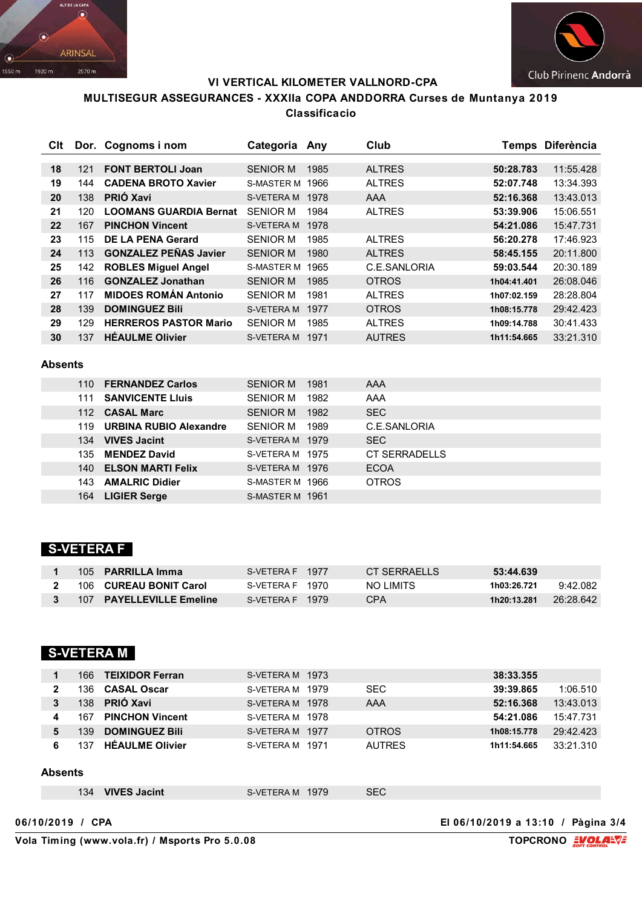### VI VERTICAL KILOMETER VALLNORD-CPA

### MULTISEGUR ASSEGURANCES - XXXIIa COPA ANDDORRA Curses de Muntanya 2019

### Classificacio

| Clt | Dor. | Cognoms i nom | Categoria | Any | Club | Temps | Diferència |
|---|---|---|---|---|---|---|---|
| 18 | 121 | **FONT BERTOLI Joan** | SENIOR M | 1985 | ALTRES | **50:28.783** | 11:55.428 |
| 19 | 144 | **CADENA BROTO Xavier** | S-MASTER M | 1966 | ALTRES | **52:07.748** | 13:34.393 |
| 20 | 138 | **PRIÓ Xavi** | S-VETERA M | 1978 | AAA | **52:16.368** | 13:43.013 |
| 21 | 120 | **LOOMANS GUARDIA Bernat** | SENIOR M | 1984 | ALTRES | **53:39.906** | 15:06.551 |
| 22 | 167 | **PINCHON Vincent** | S-VETERA M | 1978 | | **54:21.086** | 15:47.731 |
| 23 | 115 | **DE LA PENA Gerard** | SENIOR M | 1985 | ALTRES | **56:20.278** | 17:46.923 |
| 24 | 113 | **GONZALEZ PEÑAS Javier** | SENIOR M | 1980 | ALTRES | **58:45.155** | 20:11.800 |
| 25 | 142 | **ROBLES Miguel Angel** | S-MASTER M | 1965 | C.E.SANLORIA | **59:03.544** | 20:30.189 |
| 26 | 116 | **GONZALEZ Jonathan** | SENIOR M | 1985 | OTROS | **1h04:41.401** | 26:08.046 |
| 27 | 117 | **MIDOES ROMÁN Antonio** | SENIOR M | 1981 | ALTRES | **1h07:02.159** | 28:28.804 |
| 28 | 139 | **DOMINGUEZ Bili** | S-VETERA M | 1977 | OTROS | **1h08:15.778** | 29:42.423 |
| 29 | 129 | **HERREROS PASTOR Mario** | SENIOR M | 1985 | ALTRES | **1h09:14.788** | 30:41.433 |
| 30 | 137 | **HÉAULME Olivier** | S-VETERA M | 1971 | AUTRES | **1h11:54.665** | 33:21.310 |

**Absents**

| Clt | Dor. | Cognoms i nom | Categoria | Any | Club |
|---|---|---|---|---|---|
| | 110 | **FERNANDEZ Carlos** | SENIOR M | 1981 | AAA |
| | 111 | **SANVICENTE Lluis** | SENIOR M | 1982 | AAA |
| | 112 | **CASAL Marc** | SENIOR M | 1982 | SEC |
| | 119 | **URBINA RUBIO Alexandre** | SENIOR M | 1989 | C.E.SANLORIA |
| | 134 | **VIVES Jacint** | S-VETERA M | 1979 | SEC |
| | 135 | **MENDEZ David** | S-VETERA M | 1975 | CT SERRADELLS |
| | 140 | **ELSON MARTI Felix** | S-VETERA M | 1976 | ECOA |
| | 143 | **AMALRIC Didier** | S-MASTER M | 1966 | OTROS |
| | 164 | **LIGIER Serge** | S-MASTER M | 1961 | |

## S-VETERA F

| Clt | Dor. | Cognoms i nom | Categoria | Any | Club | Temps | Diferència |
|---|---|---|---|---|---|---|---|
| 1 | 105 | **PARRILLA Imma** | S-VETERA F | 1977 | CT SERRAELLS | **53:44.639** | |
| 2 | 106 | **CUREAU BONIT Carol** | S-VETERA F | 1970 | NO LIMITS | **1h03:26.721** | 9:42.082 |
| 3 | 107 | **PAYELLEVILLE Emeline** | S-VETERA F | 1979 | CPA | **1h20:13.281** | 26:28.642 |

## S-VETERA M

| Clt | Dor. | Cognoms i nom | Categoria | Any | Club | Temps | Diferència |
|---|---|---|---|---|---|---|---|
| 1 | 166 | **TEIXIDOR Ferran** | S-VETERA M | 1973 | | **38:33.355** | |
| 2 | 136 | **CASAL Oscar** | S-VETERA M | 1979 | SEC | **39:39.865** | 1:06.510 |
| 3 | 138 | **PRIÓ Xavi** | S-VETERA M | 1978 | AAA | **52:16.368** | 13:43.013 |
| 4 | 167 | **PINCHON Vincent** | S-VETERA M | 1978 | | **54:21.086** | 15:47.731 |
| 5 | 139 | **DOMINGUEZ Bili** | S-VETERA M | 1977 | OTROS | **1h08:15.778** | 29:42.423 |
| 6 | 137 | **HÉAULME Olivier** | S-VETERA M | 1971 | AUTRES | **1h11:54.665** | 33:21.310 |

**Absents**

| Clt | Dor. | Cognoms i nom | Categoria | Any | Club |
|---|---|---|---|---|---|
| | 134 | **VIVES Jacint** | S-VETERA M | 1979 | SEC |

**06/10/2019 / CPA** — **El 06/10/2019 a 13:10**

**Vola Timing (www.vola.fr) / Msports Pro 5.0.08** — **TOPCRONO**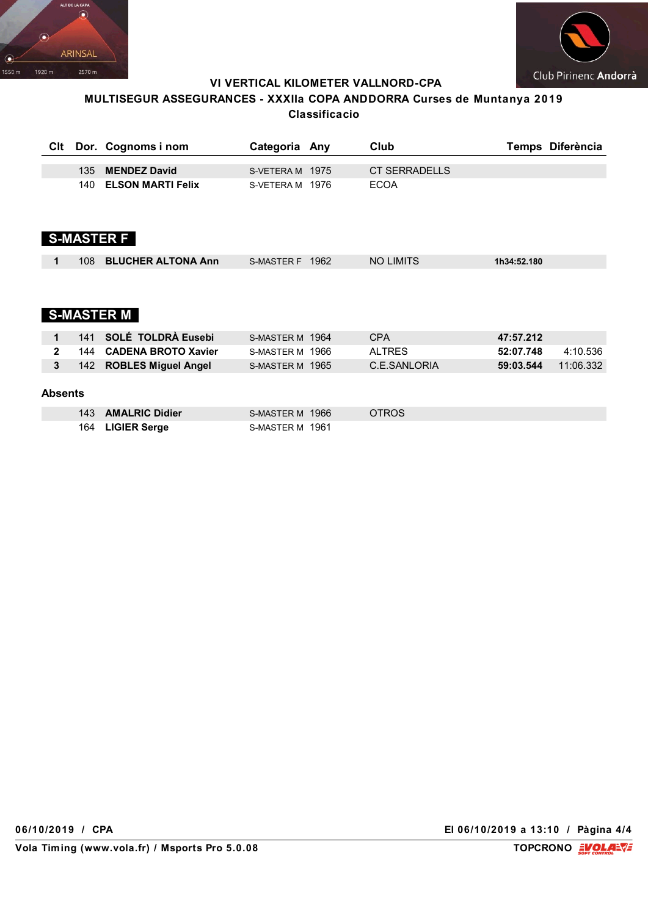# VI VERTICAL KILOMETER VALLNORD-CPA

## MULTISEGUR ASSEGURANCES - XXXIIa COPA ANDDORRA Curses de Muntanya 2019

### Classificacio

| Clt | Dor. | Cognoms i nom | Categoria | Any | Club | Temps | Diferència |
|---|---|---|---|---|---|---|---|
| | 135 | **MENDEZ David** | S-VETERA M | 1975 | CT SERRADELLS | | |
| | 140 | **ELSON MARTI Felix** | S-VETERA M | 1976 | ECOA | | |

## S-MASTER F

| Clt | Dor. | Cognoms i nom | Categoria | Any | Club | Temps | Diferència |
|---|---|---|---|---|---|---|---|
| **1** | 108 | **BLUCHER ALTONA Ann** | S-MASTER F | 1962 | NO LIMITS | **1h34:52.180** | |

## S-MASTER M

| Clt | Dor. | Cognoms i nom | Categoria | Any | Club | Temps | Diferència |
|---|---|---|---|---|---|---|---|
| **1** | 141 | **SOLÉ TOLDRÀ Eusebi** | S-MASTER M | 1964 | CPA | **47:57.212** | |
| **2** | 144 | **CADENA BROTO Xavier** | S-MASTER M | 1966 | ALTRES | **52:07.748** | 4:10.536 |
| **3** | 142 | **ROBLES Miguel Angel** | S-MASTER M | 1965 | C.E.SANLORIA | **59:03.544** | 11:06.332 |

**Absents**

| Clt | Dor. | Cognoms i nom | Categoria | Any | Club | Temps | Diferència |
|---|---|---|---|---|---|---|---|
| | 143 | **AMALRIC Didier** | S-MASTER M | 1966 | OTROS | | |
| | 164 | **LIGIER Serge** | S-MASTER M | 1961 | | | |